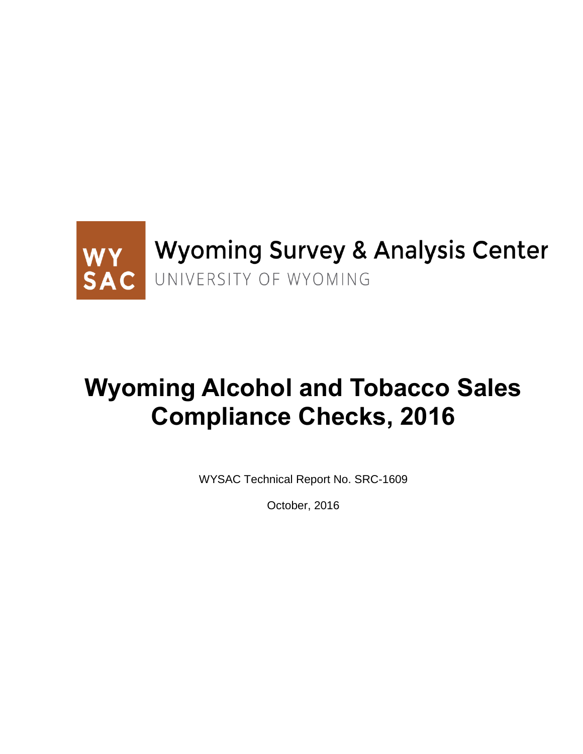WY SAC Wyoming Survey & Analysis Center

UNIVERSITY OF WYOMING

# Wyoming Alcohol and Tobacco Sales Compliance Checks, 2016

WYSAC Technical Report No. SRC-1609

October, 2016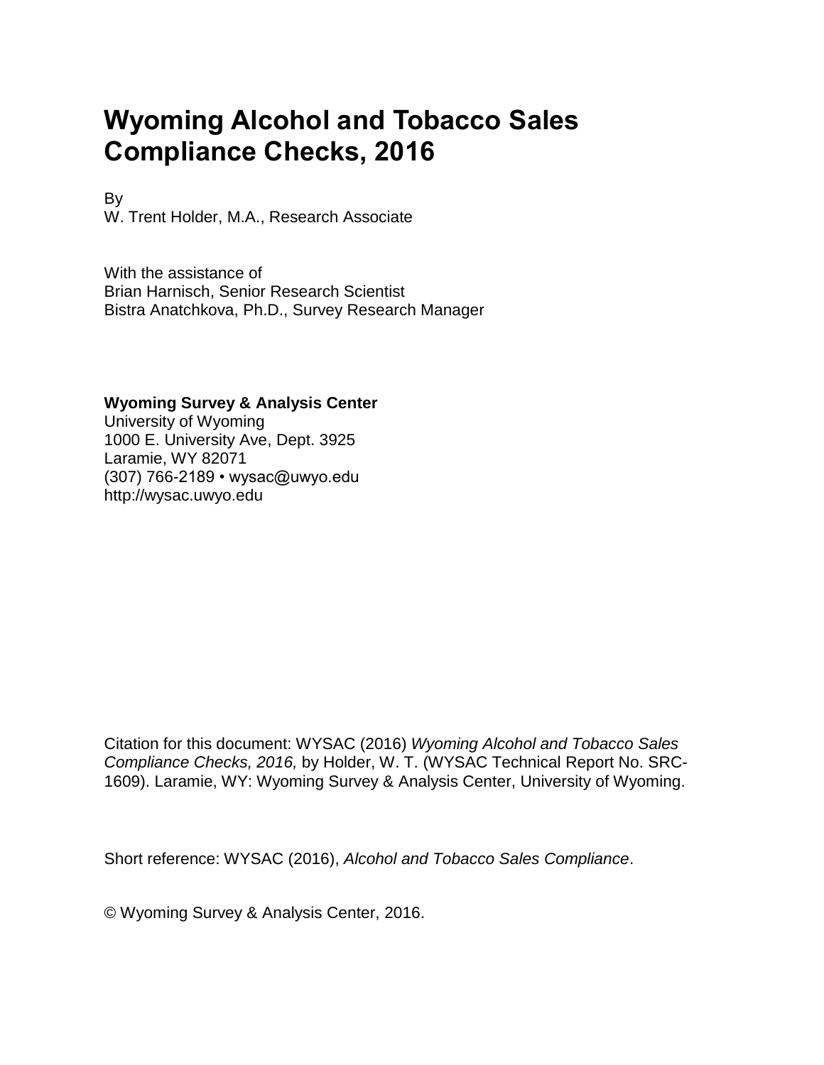# Wyoming Alcohol and Tobacco Sales Compliance Checks, 2016

By
W. Trent Holder, M.A., Research Associate

With the assistance of
Brian Harnisch, Senior Research Scientist
Bistra Anatchkova, Ph.D., Survey Research Manager

**Wyoming Survey & Analysis Center**
University of Wyoming
1000 E. University Ave, Dept. 3925
Laramie, WY 82071
(307) 766-2189 • wysac@uwyo.edu
http://wysac.uwyo.edu

Citation for this document: WYSAC (2016) *Wyoming Alcohol and Tobacco Sales Compliance Checks, 2016,* by Holder, W. T. (WYSAC Technical Report No. SRC-1609). Laramie, WY: Wyoming Survey & Analysis Center, University of Wyoming.

Short reference: WYSAC (2016), *Alcohol and Tobacco Sales Compliance*.

© Wyoming Survey & Analysis Center, 2016.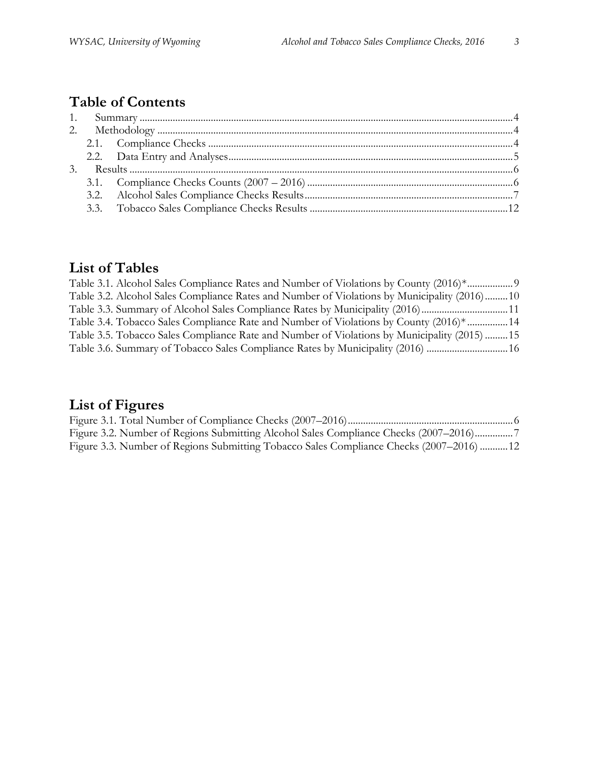## Table of Contents

1. Summary ..... 4
2. Methodology ..... 4
   - 2.1. Compliance Checks ..... 4
   - 2.2. Data Entry and Analyses ..... 5
3. Results ..... 6
   - 3.1. Compliance Checks Counts (2007 – 2016) ..... 6
   - 3.2. Alcohol Sales Compliance Checks Results ..... 7
   - 3.3. Tobacco Sales Compliance Checks Results ..... 12

## List of Tables

Table 3.1. Alcohol Sales Compliance Rates and Number of Violations by County (2016)* ..... 9
Table 3.2. Alcohol Sales Compliance Rates and Number of Violations by Municipality (2016) ..... 10
Table 3.3. Summary of Alcohol Sales Compliance Rates by Municipality (2016) ..... 11
Table 3.4. Tobacco Sales Compliance Rate and Number of Violations by County (2016)* ..... 14
Table 3.5. Tobacco Sales Compliance Rate and Number of Violations by Municipality (2015) ..... 15
Table 3.6. Summary of Tobacco Sales Compliance Rates by Municipality (2016) ..... 16

## List of Figures

Figure 3.1. Total Number of Compliance Checks (2007–2016) ..... 6
Figure 3.2. Number of Regions Submitting Alcohol Sales Compliance Checks (2007–2016) ..... 7
Figure 3.3. Number of Regions Submitting Tobacco Sales Compliance Checks (2007–2016) ..... 12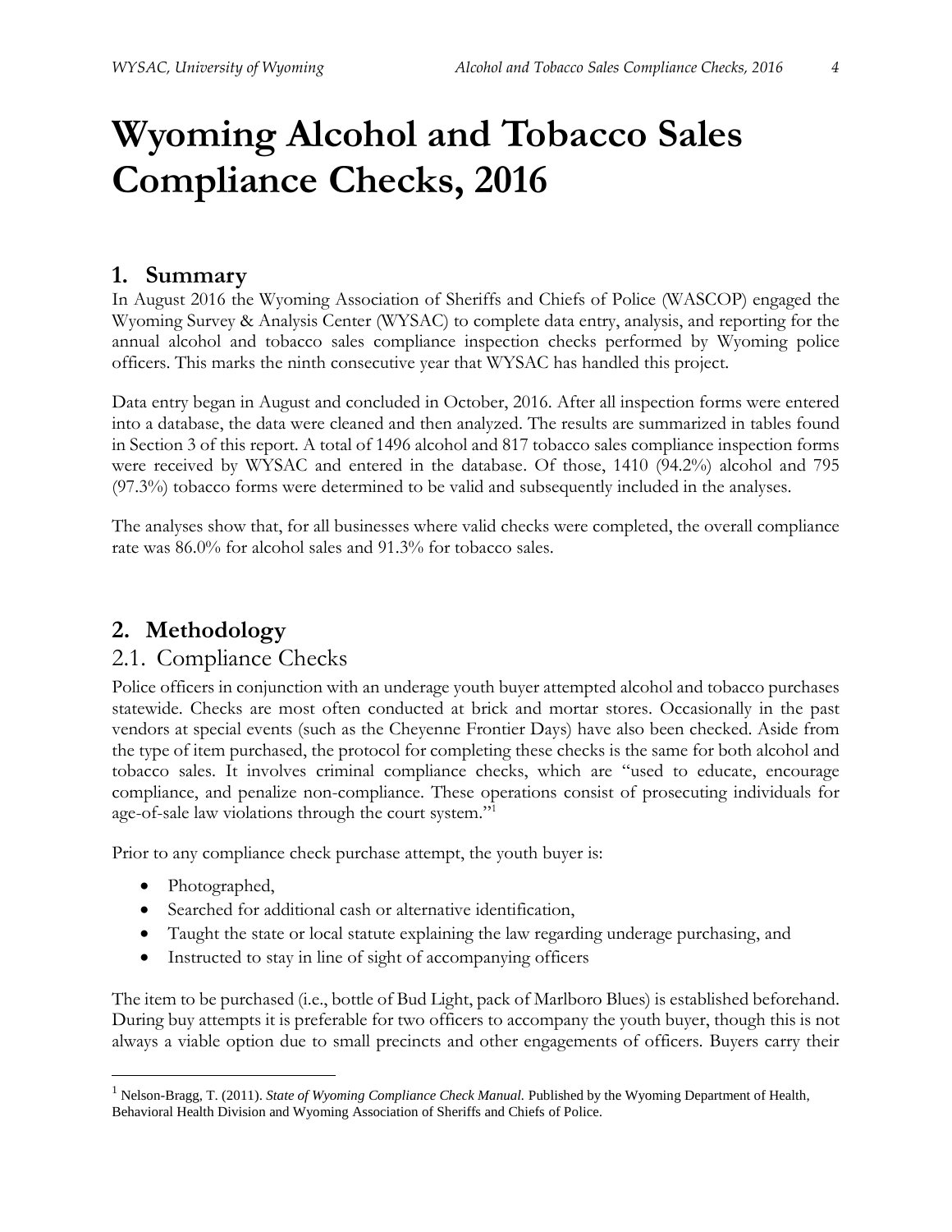# Wyoming Alcohol and Tobacco Sales Compliance Checks, 2016

## 1. Summary

In August 2016 the Wyoming Association of Sheriffs and Chiefs of Police (WASCOP) engaged the Wyoming Survey & Analysis Center (WYSAC) to complete data entry, analysis, and reporting for the annual alcohol and tobacco sales compliance inspection checks performed by Wyoming police officers. This marks the ninth consecutive year that WYSAC has handled this project.

Data entry began in August and concluded in October, 2016. After all inspection forms were entered into a database, the data were cleaned and then analyzed. The results are summarized in tables found in Section 3 of this report. A total of 1496 alcohol and 817 tobacco sales compliance inspection forms were received by WYSAC and entered in the database. Of those, 1410 (94.2%) alcohol and 795 (97.3%) tobacco forms were determined to be valid and subsequently included in the analyses.

The analyses show that, for all businesses where valid checks were completed, the overall compliance rate was 86.0% for alcohol sales and 91.3% for tobacco sales.

## 2. Methodology

### 2.1. Compliance Checks

Police officers in conjunction with an underage youth buyer attempted alcohol and tobacco purchases statewide. Checks are most often conducted at brick and mortar stores. Occasionally in the past vendors at special events (such as the Cheyenne Frontier Days) have also been checked. Aside from the type of item purchased, the protocol for completing these checks is the same for both alcohol and tobacco sales. It involves criminal compliance checks, which are "used to educate, encourage compliance, and penalize non-compliance. These operations consist of prosecuting individuals for age-of-sale law violations through the court system."[1]

Prior to any compliance check purchase attempt, the youth buyer is:

- Photographed,
- Searched for additional cash or alternative identification,
- Taught the state or local statute explaining the law regarding underage purchasing, and
- Instructed to stay in line of sight of accompanying officers

The item to be purchased (i.e., bottle of Bud Light, pack of Marlboro Blues) is established beforehand. During buy attempts it is preferable for two officers to accompany the youth buyer, though this is not always a viable option due to small precincts and other engagements of officers. Buyers carry their

[1] Nelson-Bragg, T. (2011). *State of Wyoming Compliance Check Manual.* Published by the Wyoming Department of Health, Behavioral Health Division and Wyoming Association of Sheriffs and Chiefs of Police.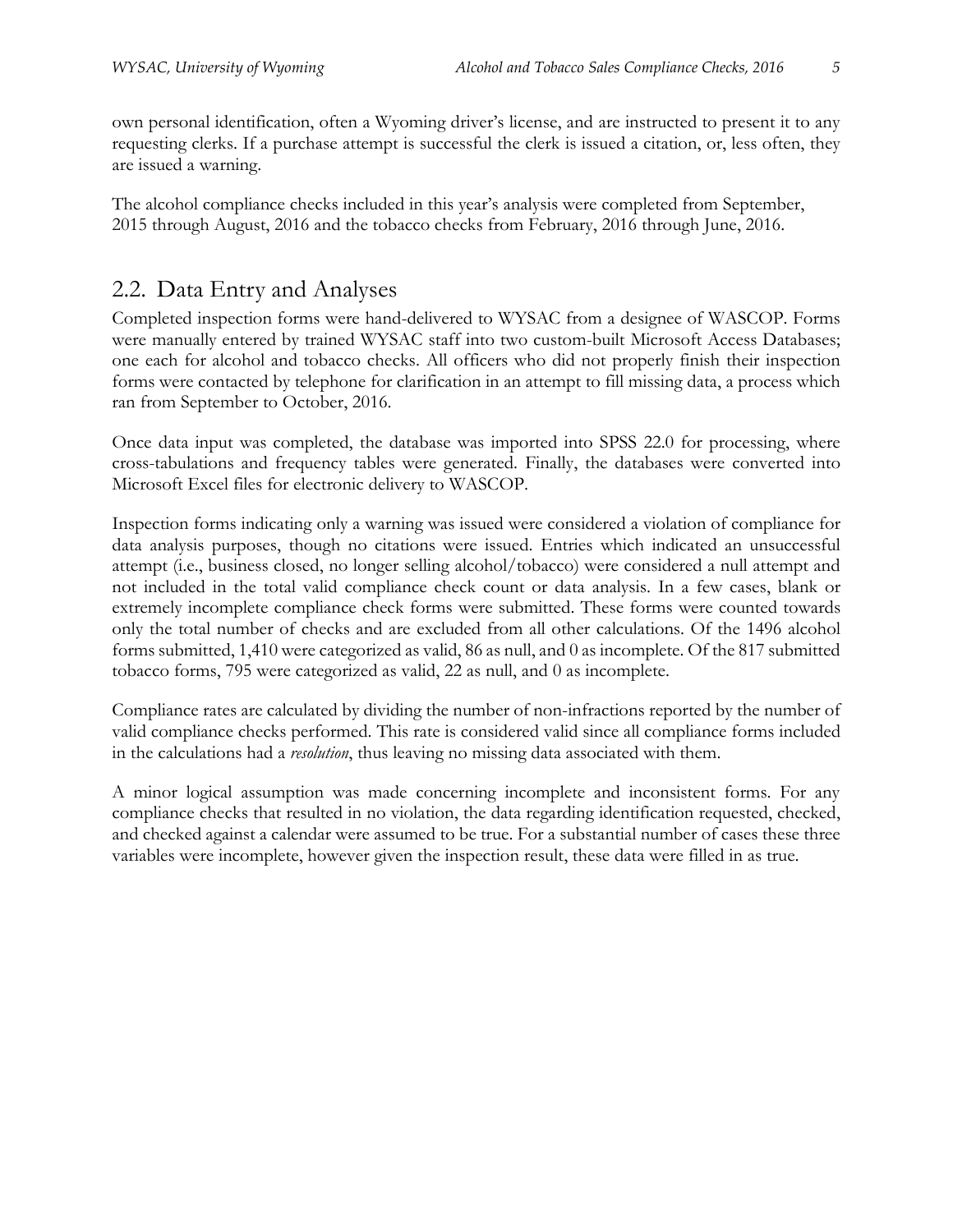own personal identification, often a Wyoming driver's license, and are instructed to present it to any requesting clerks. If a purchase attempt is successful the clerk is issued a citation, or, less often, they are issued a warning.

The alcohol compliance checks included in this year's analysis were completed from September, 2015 through August, 2016 and the tobacco checks from February, 2016 through June, 2016.

## 2.2. Data Entry and Analyses

Completed inspection forms were hand-delivered to WYSAC from a designee of WASCOP. Forms were manually entered by trained WYSAC staff into two custom-built Microsoft Access Databases; one each for alcohol and tobacco checks. All officers who did not properly finish their inspection forms were contacted by telephone for clarification in an attempt to fill missing data, a process which ran from September to October, 2016.

Once data input was completed, the database was imported into SPSS 22.0 for processing, where cross-tabulations and frequency tables were generated. Finally, the databases were converted into Microsoft Excel files for electronic delivery to WASCOP.

Inspection forms indicating only a warning was issued were considered a violation of compliance for data analysis purposes, though no citations were issued. Entries which indicated an unsuccessful attempt (i.e., business closed, no longer selling alcohol/tobacco) were considered a null attempt and not included in the total valid compliance check count or data analysis. In a few cases, blank or extremely incomplete compliance check forms were submitted. These forms were counted towards only the total number of checks and are excluded from all other calculations. Of the 1496 alcohol forms submitted, 1,410 were categorized as valid, 86 as null, and 0 as incomplete. Of the 817 submitted tobacco forms, 795 were categorized as valid, 22 as null, and 0 as incomplete.

Compliance rates are calculated by dividing the number of non-infractions reported by the number of valid compliance checks performed. This rate is considered valid since all compliance forms included in the calculations had a *resolution*, thus leaving no missing data associated with them.

A minor logical assumption was made concerning incomplete and inconsistent forms. For any compliance checks that resulted in no violation, the data regarding identification requested, checked, and checked against a calendar were assumed to be true. For a substantial number of cases these three variables were incomplete, however given the inspection result, these data were filled in as true.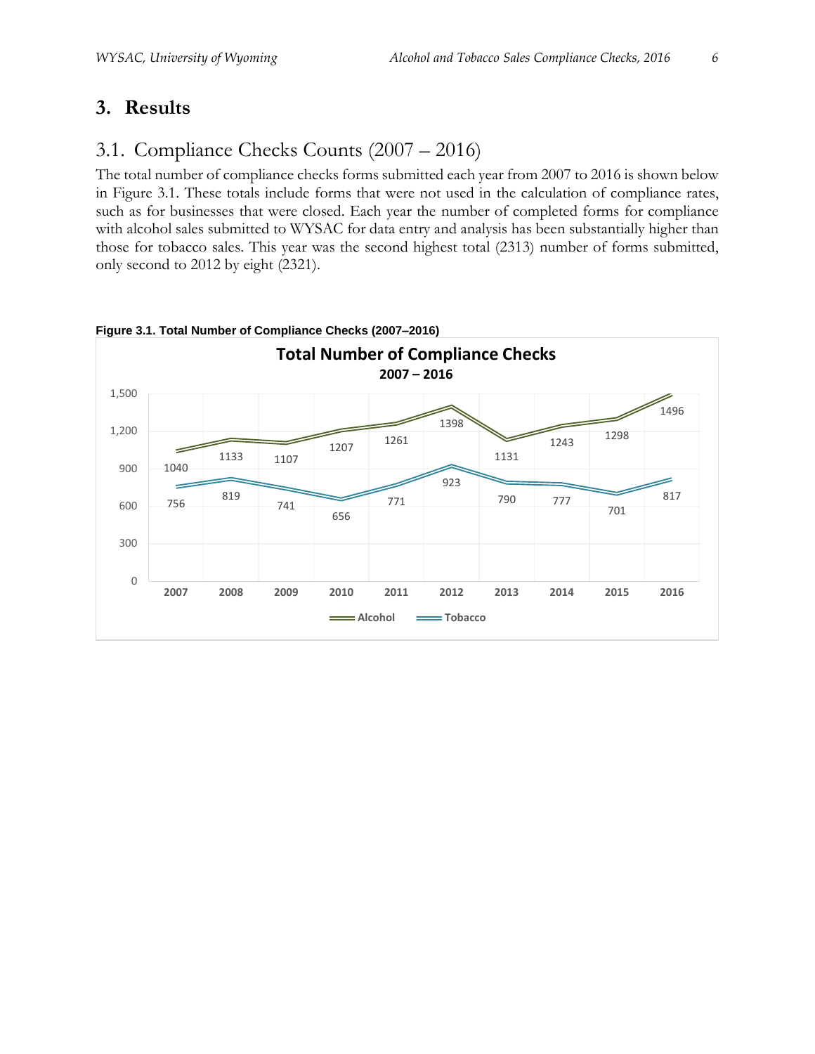# 3. Results

## 3.1. Compliance Checks Counts (2007 – 2016)

The total number of compliance checks forms submitted each year from 2007 to 2016 is shown below in Figure 3.1. These totals include forms that were not used in the calculation of compliance rates, such as for businesses that were closed. Each year the number of completed forms for compliance with alcohol sales submitted to WYSAC for data entry and analysis has been substantially higher than those for tobacco sales. This year was the second highest total (2313) number of forms submitted, only second to 2012 by eight (2321).

**Figure 3.1. Total Number of Compliance Checks (2007–2016)**

| Year | Alcohol | Tobacco |
|---|---|---|
| 2007 | 1040 | 756 |
| 2008 | 1133 | 819 |
| 2009 | 1107 | 741 |
| 2010 | 1207 | 656 |
| 2011 | 1261 | 771 |
| 2012 | 1398 | 923 |
| 2013 | 1131 | 790 |
| 2014 | 1243 | 777 |
| 2015 | 1298 | 701 |
| 2016 | 1496 | 817 |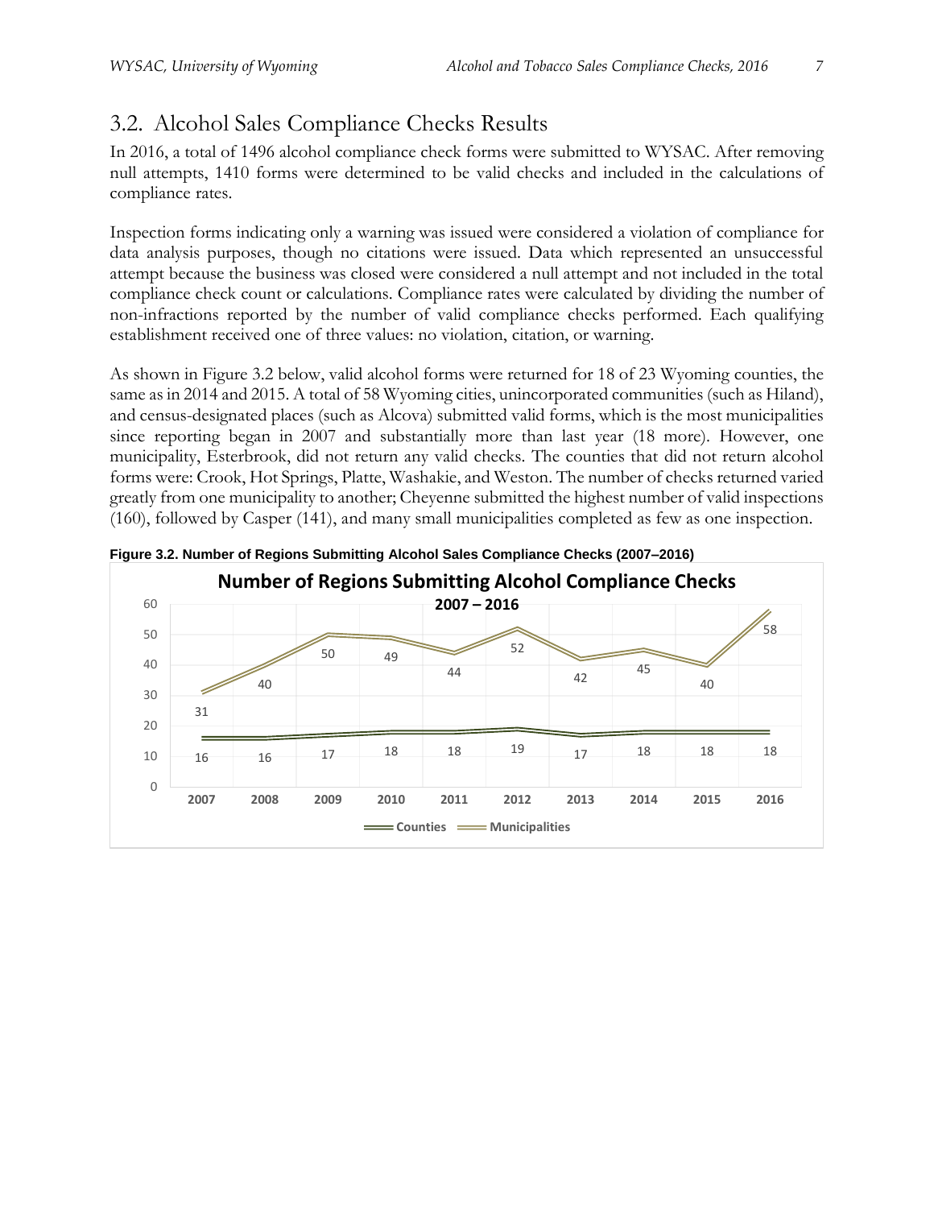## 3.2. Alcohol Sales Compliance Checks Results

In 2016, a total of 1496 alcohol compliance check forms were submitted to WYSAC. After removing null attempts, 1410 forms were determined to be valid checks and included in the calculations of compliance rates.

Inspection forms indicating only a warning was issued were considered a violation of compliance for data analysis purposes, though no citations were issued. Data which represented an unsuccessful attempt because the business was closed were considered a null attempt and not included in the total compliance check count or calculations. Compliance rates were calculated by dividing the number of non-infractions reported by the number of valid compliance checks performed. Each qualifying establishment received one of three values: no violation, citation, or warning.

As shown in Figure 3.2 below, valid alcohol forms were returned for 18 of 23 Wyoming counties, the same as in 2014 and 2015. A total of 58 Wyoming cities, unincorporated communities (such as Hiland), and census-designated places (such as Alcova) submitted valid forms, which is the most municipalities since reporting began in 2007 and substantially more than last year (18 more). However, one municipality, Esterbrook, did not return any valid checks. The counties that did not return alcohol forms were: Crook, Hot Springs, Platte, Washakie, and Weston. The number of checks returned varied greatly from one municipality to another; Cheyenne submitted the highest number of valid inspections (160), followed by Casper (141), and many small municipalities completed as few as one inspection.

**Figure 3.2. Number of Regions Submitting Alcohol Sales Compliance Checks (2007–2016)**

| Year | Counties | Municipalities |
|---|---|---|
| 2007 | 16 | 31 |
| 2008 | 16 | 40 |
| 2009 | 17 | 50 |
| 2010 | 18 | 49 |
| 2011 | 18 | 44 |
| 2012 | 19 | 52 |
| 2013 | 17 | 42 |
| 2014 | 18 | 45 |
| 2015 | 18 | 40 |
| 2016 | 18 | 58 |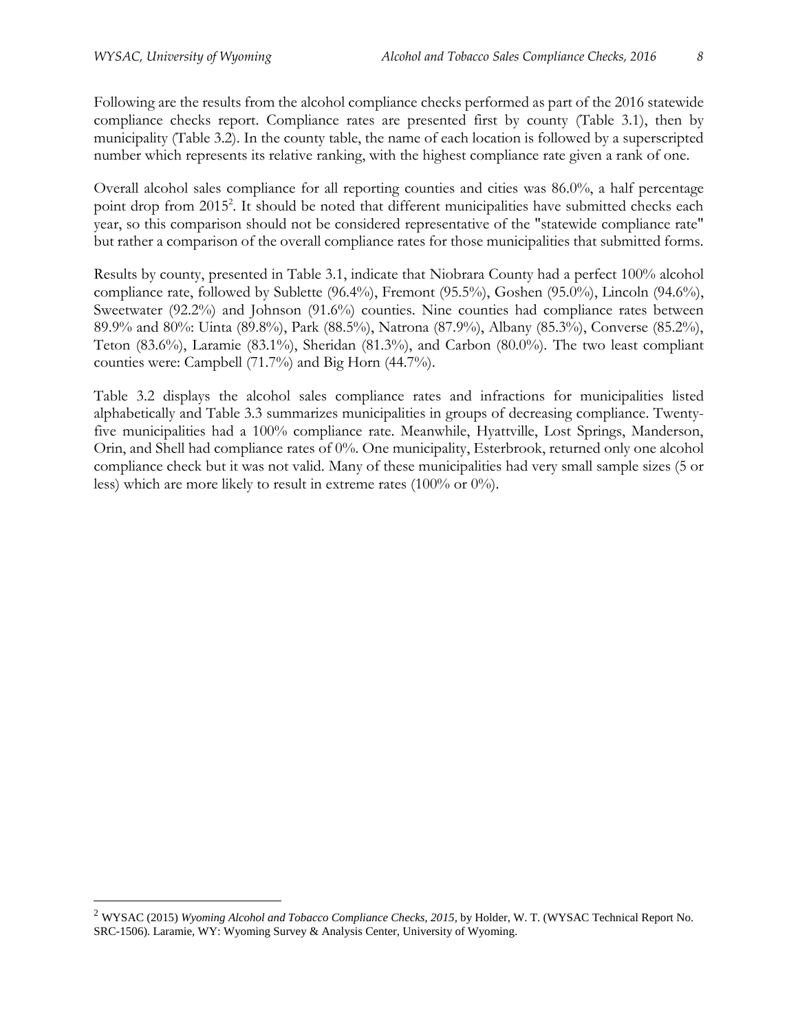Following are the results from the alcohol compliance checks performed as part of the 2016 statewide compliance checks report. Compliance rates are presented first by county (Table 3.1), then by municipality (Table 3.2). In the county table, the name of each location is followed by a superscripted number which represents its relative ranking, with the highest compliance rate given a rank of one.

Overall alcohol sales compliance for all reporting counties and cities was 86.0%, a half percentage point drop from 2015[2]. It should be noted that different municipalities have submitted checks each year, so this comparison should not be considered representative of the "statewide compliance rate" but rather a comparison of the overall compliance rates for those municipalities that submitted forms.

Results by county, presented in Table 3.1, indicate that Niobrara County had a perfect 100% alcohol compliance rate, followed by Sublette (96.4%), Fremont (95.5%), Goshen (95.0%), Lincoln (94.6%), Sweetwater (92.2%) and Johnson (91.6%) counties. Nine counties had compliance rates between 89.9% and 80%: Uinta (89.8%), Park (88.5%), Natrona (87.9%), Albany (85.3%), Converse (85.2%), Teton (83.6%), Laramie (83.1%), Sheridan (81.3%), and Carbon (80.0%). The two least compliant counties were: Campbell (71.7%) and Big Horn (44.7%).

Table 3.2 displays the alcohol sales compliance rates and infractions for municipalities listed alphabetically and Table 3.3 summarizes municipalities in groups of decreasing compliance. Twenty-five municipalities had a 100% compliance rate. Meanwhile, Hyattville, Lost Springs, Manderson, Orin, and Shell had compliance rates of 0%. One municipality, Esterbrook, returned only one alcohol compliance check but it was not valid. Many of these municipalities had very small sample sizes (5 or less) which are more likely to result in extreme rates (100% or 0%).

---

[2] WYSAC (2015) *Wyoming Alcohol and Tobacco Compliance Checks, 2015,* by Holder, W. T. (WYSAC Technical Report No. SRC-1506). Laramie, WY: Wyoming Survey & Analysis Center, University of Wyoming.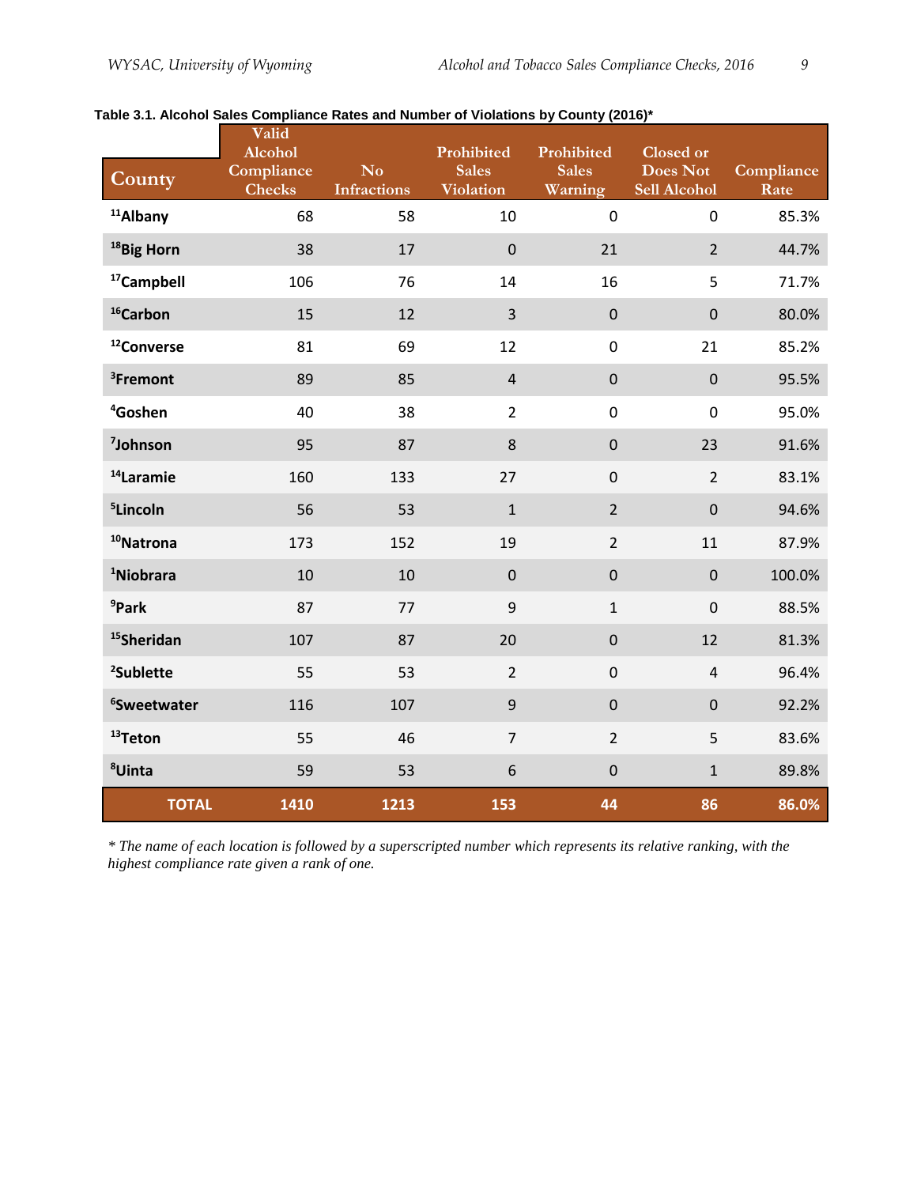**Table 3.1. Alcohol Sales Compliance Rates and Number of Violations by County (2016)***

| County | Valid Alcohol Compliance Checks | No Infractions | Prohibited Sales Violation | Prohibited Sales Warning | Closed or Does Not Sell Alcohol | Compliance Rate |
|---|---|---|---|---|---|---|
| [11]Albany | 68 | 58 | 10 | 0 | 0 | 85.3% |
| [18]Big Horn | 38 | 17 | 0 | 21 | 2 | 44.7% |
| [17]Campbell | 106 | 76 | 14 | 16 | 5 | 71.7% |
| [16]Carbon | 15 | 12 | 3 | 0 | 0 | 80.0% |
| [12]Converse | 81 | 69 | 12 | 0 | 21 | 85.2% |
| [3]Fremont | 89 | 85 | 4 | 0 | 0 | 95.5% |
| [4]Goshen | 40 | 38 | 2 | 0 | 0 | 95.0% |
| [7]Johnson | 95 | 87 | 8 | 0 | 23 | 91.6% |
| [14]Laramie | 160 | 133 | 27 | 0 | 2 | 83.1% |
| [5]Lincoln | 56 | 53 | 1 | 2 | 0 | 94.6% |
| [10]Natrona | 173 | 152 | 19 | 2 | 11 | 87.9% |
| [1]Niobrara | 10 | 10 | 0 | 0 | 0 | 100.0% |
| [9]Park | 87 | 77 | 9 | 1 | 0 | 88.5% |
| [15]Sheridan | 107 | 87 | 20 | 0 | 12 | 81.3% |
| [2]Sublette | 55 | 53 | 2 | 0 | 4 | 96.4% |
| [6]Sweetwater | 116 | 107 | 9 | 0 | 0 | 92.2% |
| [13]Teton | 55 | 46 | 7 | 2 | 5 | 83.6% |
| [8]Uinta | 59 | 53 | 6 | 0 | 1 | 89.8% |
| **TOTAL** | **1410** | **1213** | **153** | **44** | **86** | **86.0%** |

*\* The name of each location is followed by a superscripted number which represents its relative ranking, with the highest compliance rate given a rank of one.*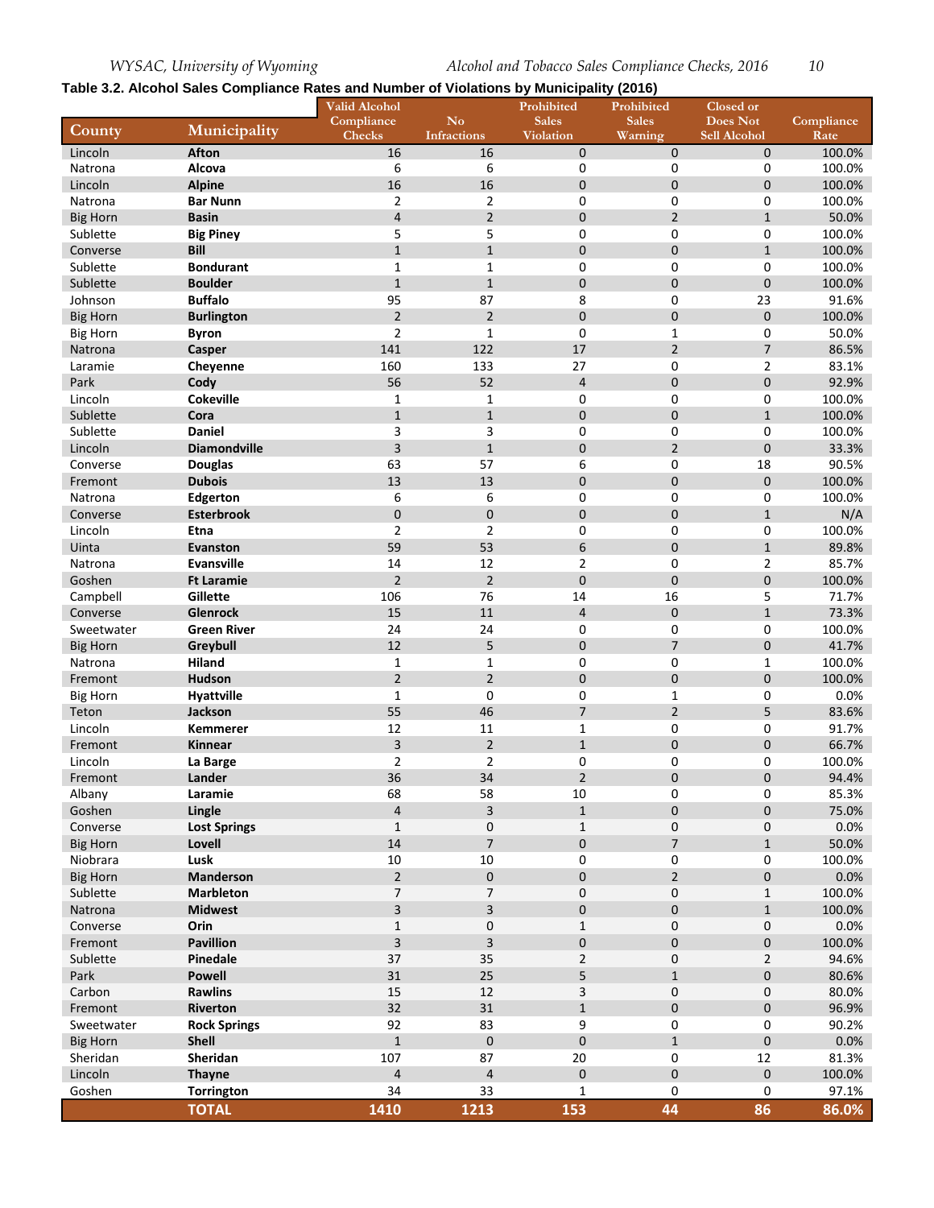**Table 3.2. Alcohol Sales Compliance Rates and Number of Violations by Municipality (2016)**

| County | Municipality | Valid Alcohol Compliance Checks | No Infractions | Prohibited Sales Violation | Prohibited Sales Warning | Closed or Does Not Sell Alcohol | Compliance Rate |
|---|---|---|---|---|---|---|---|
| Lincoln | **Afton** | 16 | 16 | 0 | 0 | 0 | 100.0% |
| Natrona | **Alcova** | 6 | 6 | 0 | 0 | 0 | 100.0% |
| Lincoln | **Alpine** | 16 | 16 | 0 | 0 | 0 | 100.0% |
| Natrona | **Bar Nunn** | 2 | 2 | 0 | 0 | 0 | 100.0% |
| Big Horn | **Basin** | 4 | 2 | 0 | 2 | 1 | 50.0% |
| Sublette | **Big Piney** | 5 | 5 | 0 | 0 | 0 | 100.0% |
| Converse | **Bill** | 1 | 1 | 0 | 0 | 1 | 100.0% |
| Sublette | **Bondurant** | 1 | 1 | 0 | 0 | 0 | 100.0% |
| Sublette | **Boulder** | 1 | 1 | 0 | 0 | 0 | 100.0% |
| Johnson | **Buffalo** | 95 | 87 | 8 | 0 | 23 | 91.6% |
| Big Horn | **Burlington** | 2 | 2 | 0 | 0 | 0 | 100.0% |
| Big Horn | **Byron** | 2 | 1 | 0 | 1 | 0 | 50.0% |
| Natrona | **Casper** | 141 | 122 | 17 | 2 | 7 | 86.5% |
| Laramie | **Cheyenne** | 160 | 133 | 27 | 0 | 2 | 83.1% |
| Park | **Cody** | 56 | 52 | 4 | 0 | 0 | 92.9% |
| Lincoln | **Cokeville** | 1 | 1 | 0 | 0 | 0 | 100.0% |
| Sublette | **Cora** | 1 | 1 | 0 | 0 | 1 | 100.0% |
| Sublette | **Daniel** | 3 | 3 | 0 | 0 | 0 | 100.0% |
| Lincoln | **Diamondville** | 3 | 1 | 0 | 2 | 0 | 33.3% |
| Converse | **Douglas** | 63 | 57 | 6 | 0 | 18 | 90.5% |
| Fremont | **Dubois** | 13 | 13 | 0 | 0 | 0 | 100.0% |
| Natrona | **Edgerton** | 6 | 6 | 0 | 0 | 0 | 100.0% |
| Converse | **Esterbrook** | 0 | 0 | 0 | 0 | 1 | N/A |
| Lincoln | **Etna** | 2 | 2 | 0 | 0 | 0 | 100.0% |
| Uinta | **Evanston** | 59 | 53 | 6 | 0 | 1 | 89.8% |
| Natrona | **Evansville** | 14 | 12 | 2 | 0 | 2 | 85.7% |
| Goshen | **Ft Laramie** | 2 | 2 | 0 | 0 | 0 | 100.0% |
| Campbell | **Gillette** | 106 | 76 | 14 | 16 | 5 | 71.7% |
| Converse | **Glenrock** | 15 | 11 | 4 | 0 | 1 | 73.3% |
| Sweetwater | **Green River** | 24 | 24 | 0 | 0 | 0 | 100.0% |
| Big Horn | **Greybull** | 12 | 5 | 0 | 7 | 0 | 41.7% |
| Natrona | **Hiland** | 1 | 1 | 0 | 0 | 1 | 100.0% |
| Fremont | **Hudson** | 2 | 2 | 0 | 0 | 0 | 100.0% |
| Big Horn | **Hyattville** | 1 | 0 | 0 | 1 | 0 | 0.0% |
| Teton | **Jackson** | 55 | 46 | 7 | 2 | 5 | 83.6% |
| Lincoln | **Kemmerer** | 12 | 11 | 1 | 0 | 0 | 91.7% |
| Fremont | **Kinnear** | 3 | 2 | 1 | 0 | 0 | 66.7% |
| Lincoln | **La Barge** | 2 | 2 | 0 | 0 | 0 | 100.0% |
| Fremont | **Lander** | 36 | 34 | 2 | 0 | 0 | 94.4% |
| Albany | **Laramie** | 68 | 58 | 10 | 0 | 0 | 85.3% |
| Goshen | **Lingle** | 4 | 3 | 1 | 0 | 0 | 75.0% |
| Converse | **Lost Springs** | 1 | 0 | 1 | 0 | 0 | 0.0% |
| Big Horn | **Lovell** | 14 | 7 | 0 | 7 | 1 | 50.0% |
| Niobrara | **Lusk** | 10 | 10 | 0 | 0 | 0 | 100.0% |
| Big Horn | **Manderson** | 2 | 0 | 0 | 2 | 0 | 0.0% |
| Sublette | **Marbleton** | 7 | 7 | 0 | 0 | 1 | 100.0% |
| Natrona | **Midwest** | 3 | 3 | 0 | 0 | 1 | 100.0% |
| Converse | **Orin** | 1 | 0 | 1 | 0 | 0 | 0.0% |
| Fremont | **Pavillion** | 3 | 3 | 0 | 0 | 0 | 100.0% |
| Sublette | **Pinedale** | 37 | 35 | 2 | 0 | 2 | 94.6% |
| Park | **Powell** | 31 | 25 | 5 | 1 | 0 | 80.6% |
| Carbon | **Rawlins** | 15 | 12 | 3 | 0 | 0 | 80.0% |
| Fremont | **Riverton** | 32 | 31 | 1 | 0 | 0 | 96.9% |
| Sweetwater | **Rock Springs** | 92 | 83 | 9 | 0 | 0 | 90.2% |
| Big Horn | **Shell** | 1 | 0 | 0 | 1 | 0 | 0.0% |
| Sheridan | **Sheridan** | 107 | 87 | 20 | 0 | 12 | 81.3% |
| Lincoln | **Thayne** | 4 | 4 | 0 | 0 | 0 | 100.0% |
| Goshen | **Torrington** | 34 | 33 | 1 | 0 | 0 | 97.1% |
| | **TOTAL** | **1410** | **1213** | **153** | **44** | **86** | **86.0%** |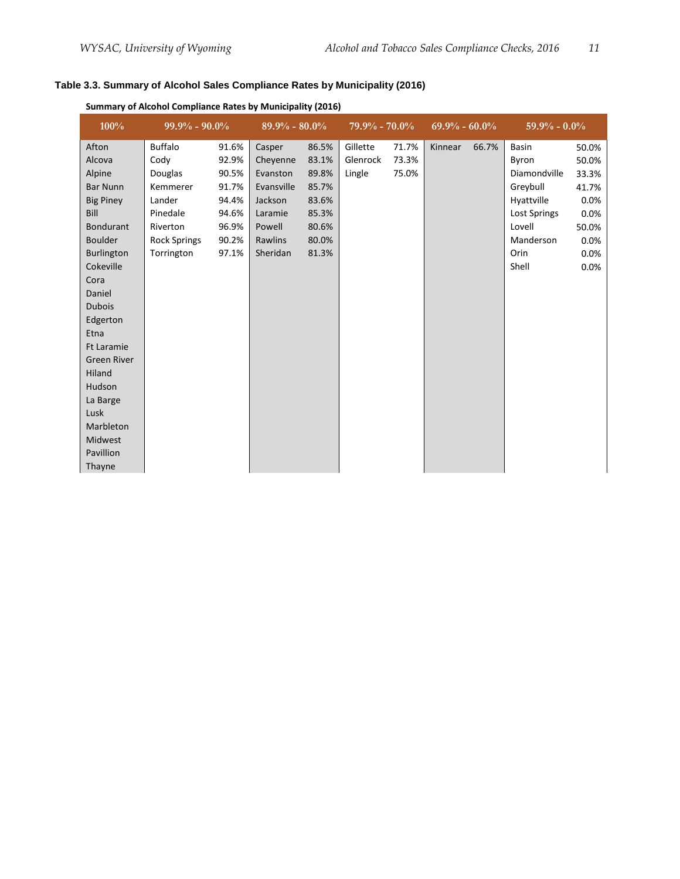**Table 3.3. Summary of Alcohol Sales Compliance Rates by Municipality (2016)**

**Summary of Alcohol Compliance Rates by Municipality (2016)**

| 100% | 99.9% - 90.0% | | 89.9% - 80.0% | | 79.9% - 70.0% | | 69.9% - 60.0% | | 59.9% - 0.0% | |
|---|---|---|---|---|---|---|---|---|---|---|
| Afton | Buffalo | 91.6% | Casper | 86.5% | Gillette | 71.7% | Kinnear | 66.7% | Basin | 50.0% |
| Alcova | Cody | 92.9% | Cheyenne | 83.1% | Glenrock | 73.3% | | | Byron | 50.0% |
| Alpine | Douglas | 90.5% | Evanston | 89.8% | Lingle | 75.0% | | | Diamondville | 33.3% |
| Bar Nunn | Kemmerer | 91.7% | Evansville | 85.7% | | | | | Greybull | 41.7% |
| Big Piney | Lander | 94.4% | Jackson | 83.6% | | | | | Hyattville | 0.0% |
| Bill | Pinedale | 94.6% | Laramie | 85.3% | | | | | Lost Springs | 0.0% |
| Bondurant | Riverton | 96.9% | Powell | 80.6% | | | | | Lovell | 50.0% |
| Boulder | Rock Springs | 90.2% | Rawlins | 80.0% | | | | | Manderson | 0.0% |
| Burlington | Torrington | 97.1% | Sheridan | 81.3% | | | | | Orin | 0.0% |
| Cokeville | | | | | | | | | Shell | 0.0% |
| Cora | | | | | | | | | | |
| Daniel | | | | | | | | | | |
| Dubois | | | | | | | | | | |
| Edgerton | | | | | | | | | | |
| Etna | | | | | | | | | | |
| Ft Laramie | | | | | | | | | | |
| Green River | | | | | | | | | | |
| Hiland | | | | | | | | | | |
| Hudson | | | | | | | | | | |
| La Barge | | | | | | | | | | |
| Lusk | | | | | | | | | | |
| Marbleton | | | | | | | | | | |
| Midwest | | | | | | | | | | |
| Pavillion | | | | | | | | | | |
| Thayne | | | | | | | | | | |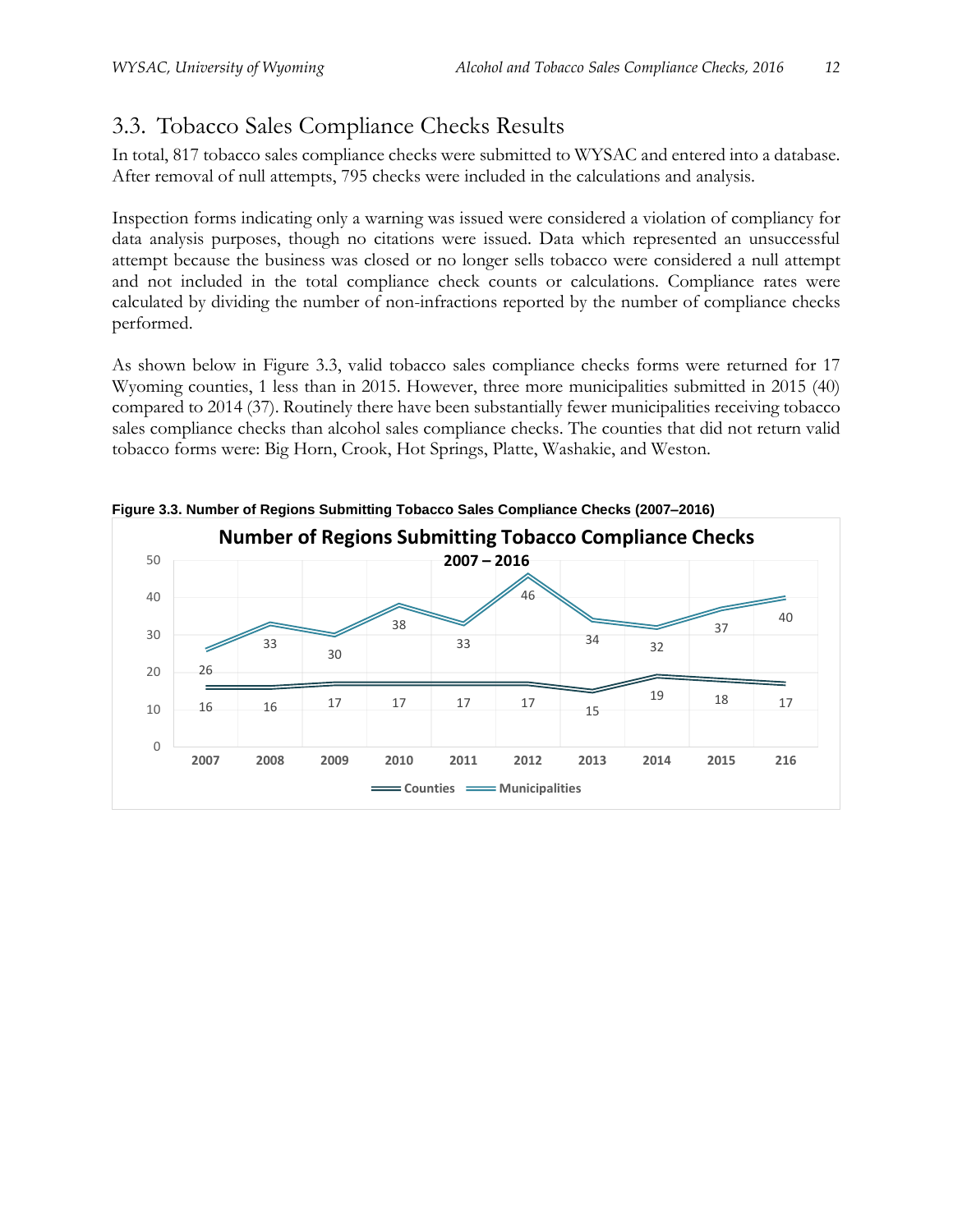## 3.3. Tobacco Sales Compliance Checks Results

In total, 817 tobacco sales compliance checks were submitted to WYSAC and entered into a database. After removal of null attempts, 795 checks were included in the calculations and analysis.

Inspection forms indicating only a warning was issued were considered a violation of compliancy for data analysis purposes, though no citations were issued. Data which represented an unsuccessful attempt because the business was closed or no longer sells tobacco were considered a null attempt and not included in the total compliance check counts or calculations. Compliance rates were calculated by dividing the number of non-infractions reported by the number of compliance checks performed.

As shown below in Figure 3.3, valid tobacco sales compliance checks forms were returned for 17 Wyoming counties, 1 less than in 2015. However, three more municipalities submitted in 2015 (40) compared to 2014 (37). Routinely there have been substantially fewer municipalities receiving tobacco sales compliance checks than alcohol sales compliance checks. The counties that did not return valid tobacco forms were: Big Horn, Crook, Hot Springs, Platte, Washakie, and Weston.

**Figure 3.3. Number of Regions Submitting Tobacco Sales Compliance Checks (2007–2016)**

**Number of Regions Submitting Tobacco Compliance Checks**
**2007 – 2016**

| | 2007 | 2008 | 2009 | 2010 | 2011 | 2012 | 2013 | 2014 | 2015 | 216 |
|---|---|---|---|---|---|---|---|---|---|---|
| Counties | 16 | 16 | 17 | 17 | 17 | 17 | 15 | 19 | 18 | 17 |
| Municipalities | 26 | 33 | 30 | 38 | 33 | 46 | 34 | 32 | 37 | 40 |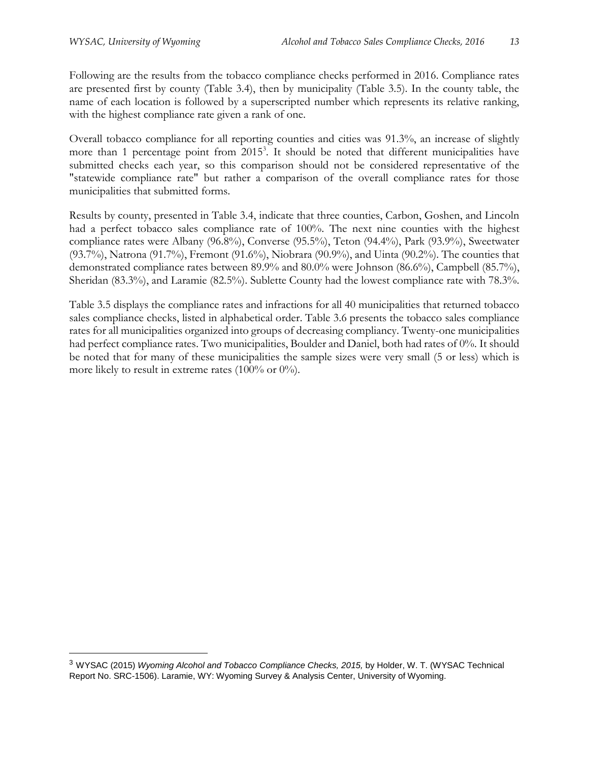Following are the results from the tobacco compliance checks performed in 2016. Compliance rates are presented first by county (Table 3.4), then by municipality (Table 3.5). In the county table, the name of each location is followed by a superscripted number which represents its relative ranking, with the highest compliance rate given a rank of one.

Overall tobacco compliance for all reporting counties and cities was 91.3%, an increase of slightly more than 1 percentage point from 2015[3]. It should be noted that different municipalities have submitted checks each year, so this comparison should not be considered representative of the "statewide compliance rate" but rather a comparison of the overall compliance rates for those municipalities that submitted forms.

Results by county, presented in Table 3.4, indicate that three counties, Carbon, Goshen, and Lincoln had a perfect tobacco sales compliance rate of 100%. The next nine counties with the highest compliance rates were Albany (96.8%), Converse (95.5%), Teton (94.4%), Park (93.9%), Sweetwater (93.7%), Natrona (91.7%), Fremont (91.6%), Niobrara (90.9%), and Uinta (90.2%). The counties that demonstrated compliance rates between 89.9% and 80.0% were Johnson (86.6%), Campbell (85.7%), Sheridan (83.3%), and Laramie (82.5%). Sublette County had the lowest compliance rate with 78.3%.

Table 3.5 displays the compliance rates and infractions for all 40 municipalities that returned tobacco sales compliance checks, listed in alphabetical order. Table 3.6 presents the tobacco sales compliance rates for all municipalities organized into groups of decreasing compliancy. Twenty-one municipalities had perfect compliance rates. Two municipalities, Boulder and Daniel, both had rates of 0%. It should be noted that for many of these municipalities the sample sizes were very small (5 or less) which is more likely to result in extreme rates (100% or 0%).

---

[3] WYSAC (2015) *Wyoming Alcohol and Tobacco Compliance Checks, 2015,* by Holder, W. T. (WYSAC Technical Report No. SRC-1506). Laramie, WY: Wyoming Survey & Analysis Center, University of Wyoming.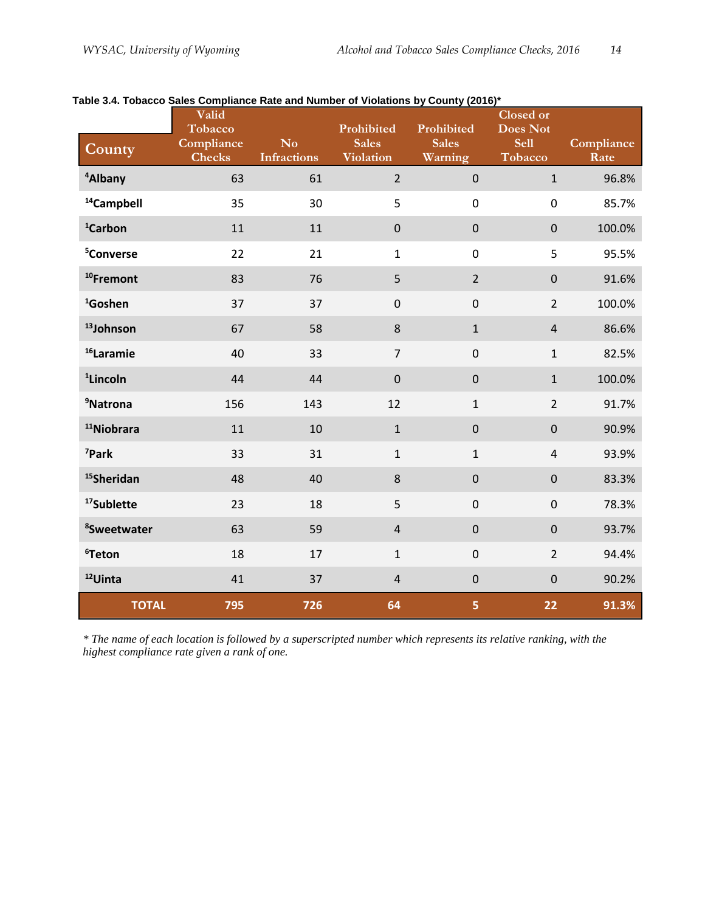**Table 3.4. Tobacco Sales Compliance Rate and Number of Violations by County (2016)***

| County | Valid Tobacco Compliance Checks | No Infractions | Prohibited Sales Violation | Prohibited Sales Warning | Closed or Does Not Sell Tobacco | Compliance Rate |
|---|---|---|---|---|---|---|
| [4]Albany | 63 | 61 | 2 | 0 | 1 | 96.8% |
| [14]Campbell | 35 | 30 | 5 | 0 | 0 | 85.7% |
| [1]Carbon | 11 | 11 | 0 | 0 | 0 | 100.0% |
| [5]Converse | 22 | 21 | 1 | 0 | 5 | 95.5% |
| [10]Fremont | 83 | 76 | 5 | 2 | 0 | 91.6% |
| [1]Goshen | 37 | 37 | 0 | 0 | 2 | 100.0% |
| [13]Johnson | 67 | 58 | 8 | 1 | 4 | 86.6% |
| [16]Laramie | 40 | 33 | 7 | 0 | 1 | 82.5% |
| [1]Lincoln | 44 | 44 | 0 | 0 | 1 | 100.0% |
| [9]Natrona | 156 | 143 | 12 | 1 | 2 | 91.7% |
| [11]Niobrara | 11 | 10 | 1 | 0 | 0 | 90.9% |
| [7]Park | 33 | 31 | 1 | 1 | 4 | 93.9% |
| [15]Sheridan | 48 | 40 | 8 | 0 | 0 | 83.3% |
| [17]Sublette | 23 | 18 | 5 | 0 | 0 | 78.3% |
| [8]Sweetwater | 63 | 59 | 4 | 0 | 0 | 93.7% |
| [6]Teton | 18 | 17 | 1 | 0 | 2 | 94.4% |
| [12]Uinta | 41 | 37 | 4 | 0 | 0 | 90.2% |
| **TOTAL** | **795** | **726** | **64** | **5** | **22** | **91.3%** |

*\* The name of each location is followed by a superscripted number which represents its relative ranking, with the highest compliance rate given a rank of one.*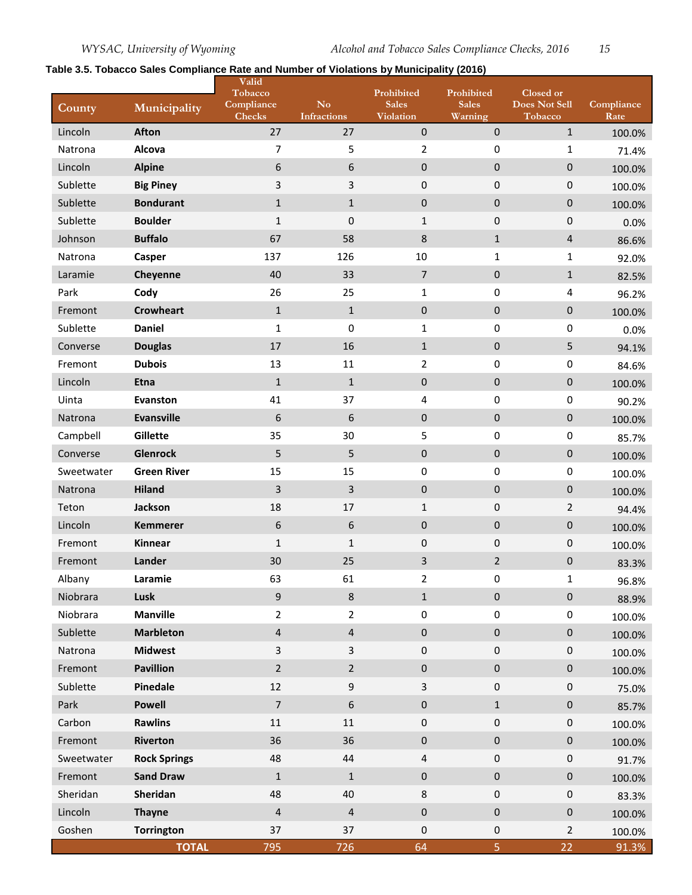**Table 3.5. Tobacco Sales Compliance Rate and Number of Violations by Municipality (2016)**

| County | Municipality | Valid Tobacco Compliance Checks | No Infractions | Prohibited Sales Violation | Prohibited Sales Warning | Closed or Does Not Sell Tobacco | Compliance Rate |
|---|---|---|---|---|---|---|---|
| Lincoln | **Afton** | 27 | 27 | 0 | 0 | 1 | 100.0% |
| Natrona | **Alcova** | 7 | 5 | 2 | 0 | 1 | 71.4% |
| Lincoln | **Alpine** | 6 | 6 | 0 | 0 | 0 | 100.0% |
| Sublette | **Big Piney** | 3 | 3 | 0 | 0 | 0 | 100.0% |
| Sublette | **Bondurant** | 1 | 1 | 0 | 0 | 0 | 100.0% |
| Sublette | **Boulder** | 1 | 0 | 1 | 0 | 0 | 0.0% |
| Johnson | **Buffalo** | 67 | 58 | 8 | 1 | 4 | 86.6% |
| Natrona | **Casper** | 137 | 126 | 10 | 1 | 1 | 92.0% |
| Laramie | **Cheyenne** | 40 | 33 | 7 | 0 | 1 | 82.5% |
| Park | **Cody** | 26 | 25 | 1 | 0 | 4 | 96.2% |
| Fremont | **Crowheart** | 1 | 1 | 0 | 0 | 0 | 100.0% |
| Sublette | **Daniel** | 1 | 0 | 1 | 0 | 0 | 0.0% |
| Converse | **Douglas** | 17 | 16 | 1 | 0 | 5 | 94.1% |
| Fremont | **Dubois** | 13 | 11 | 2 | 0 | 0 | 84.6% |
| Lincoln | **Etna** | 1 | 1 | 0 | 0 | 0 | 100.0% |
| Uinta | **Evanston** | 41 | 37 | 4 | 0 | 0 | 90.2% |
| Natrona | **Evansville** | 6 | 6 | 0 | 0 | 0 | 100.0% |
| Campbell | **Gillette** | 35 | 30 | 5 | 0 | 0 | 85.7% |
| Converse | **Glenrock** | 5 | 5 | 0 | 0 | 0 | 100.0% |
| Sweetwater | **Green River** | 15 | 15 | 0 | 0 | 0 | 100.0% |
| Natrona | **Hiland** | 3 | 3 | 0 | 0 | 0 | 100.0% |
| Teton | **Jackson** | 18 | 17 | 1 | 0 | 2 | 94.4% |
| Lincoln | **Kemmerer** | 6 | 6 | 0 | 0 | 0 | 100.0% |
| Fremont | **Kinnear** | 1 | 1 | 0 | 0 | 0 | 100.0% |
| Fremont | **Lander** | 30 | 25 | 3 | 2 | 0 | 83.3% |
| Albany | **Laramie** | 63 | 61 | 2 | 0 | 1 | 96.8% |
| Niobrara | **Lusk** | 9 | 8 | 1 | 0 | 0 | 88.9% |
| Niobrara | **Manville** | 2 | 2 | 0 | 0 | 0 | 100.0% |
| Sublette | **Marbleton** | 4 | 4 | 0 | 0 | 0 | 100.0% |
| Natrona | **Midwest** | 3 | 3 | 0 | 0 | 0 | 100.0% |
| Fremont | **Pavillion** | 2 | 2 | 0 | 0 | 0 | 100.0% |
| Sublette | **Pinedale** | 12 | 9 | 3 | 0 | 0 | 75.0% |
| Park | **Powell** | 7 | 6 | 0 | 1 | 0 | 85.7% |
| Carbon | **Rawlins** | 11 | 11 | 0 | 0 | 0 | 100.0% |
| Fremont | **Riverton** | 36 | 36 | 0 | 0 | 0 | 100.0% |
| Sweetwater | **Rock Springs** | 48 | 44 | 4 | 0 | 0 | 91.7% |
| Fremont | **Sand Draw** | 1 | 1 | 0 | 0 | 0 | 100.0% |
| Sheridan | **Sheridan** | 48 | 40 | 8 | 0 | 0 | 83.3% |
| Lincoln | **Thayne** | 4 | 4 | 0 | 0 | 0 | 100.0% |
| Goshen | **Torrington** | 37 | 37 | 0 | 0 | 2 | 100.0% |
| | **TOTAL** | 795 | 726 | 64 | 5 | 22 | 91.3% |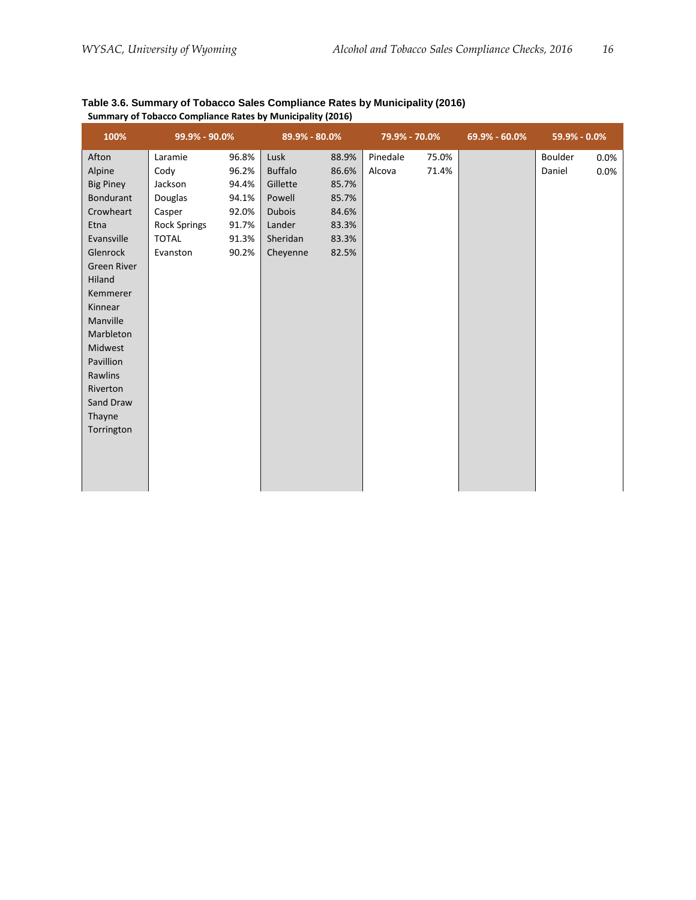**Table 3.6. Summary of Tobacco Sales Compliance Rates by Municipality (2016)**

**Summary of Tobacco Compliance Rates by Municipality (2016)**

| 100% | 99.9% - 90.0% | | 89.9% - 80.0% | | 79.9% - 70.0% | | 69.9% - 60.0% | 59.9% - 0.0% | |
|---|---|---|---|---|---|---|---|---|---|
| Afton | Laramie | 96.8% | Lusk | 88.9% | Pinedale | 75.0% | | Boulder | 0.0% |
| Alpine | Cody | 96.2% | Buffalo | 86.6% | Alcova | 71.4% | | Daniel | 0.0% |
| Big Piney | Jackson | 94.4% | Gillette | 85.7% | | | | | |
| Bondurant | Douglas | 94.1% | Powell | 85.7% | | | | | |
| Crowheart | Casper | 92.0% | Dubois | 84.6% | | | | | |
| Etna | Rock Springs | 91.7% | Lander | 83.3% | | | | | |
| Evansville | TOTAL | 91.3% | Sheridan | 83.3% | | | | | |
| Glenrock | Evanston | 90.2% | Cheyenne | 82.5% | | | | | |
| Green River | | | | | | | | | |
| Hiland | | | | | | | | | |
| Kemmerer | | | | | | | | | |
| Kinnear | | | | | | | | | |
| Manville | | | | | | | | | |
| Marbleton | | | | | | | | | |
| Midwest | | | | | | | | | |
| Pavillion | | | | | | | | | |
| Rawlins | | | | | | | | | |
| Riverton | | | | | | | | | |
| Sand Draw | | | | | | | | | |
| Thayne | | | | | | | | | |
| Torrington | | | | | | | | | |